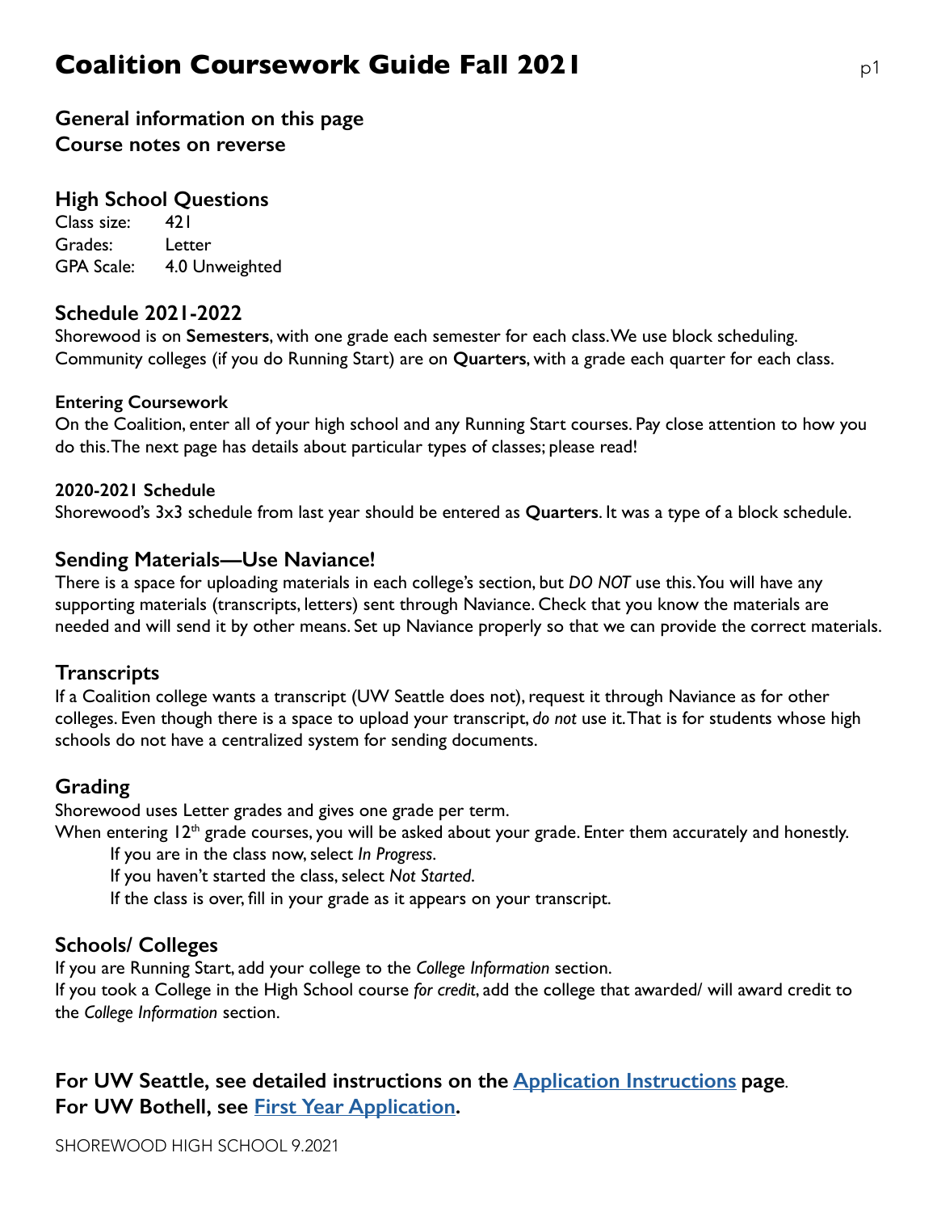# Coalition Coursework Guide Fall 2021

**General information on this page**
**Course notes on reverse**

## High School Questions

Class size: 421
Grades: Letter
GPA Scale: 4.0 Unweighted

## Schedule 2021-2022

Shorewood is on **Semesters**, with one grade each semester for each class. We use block scheduling. Community colleges (if you do Running Start) are on **Quarters**, with a grade each quarter for each class.

### Entering Coursework

On the Coalition, enter all of your high school and any Running Start courses. Pay close attention to how you do this. The next page has details about particular types of classes; please read!

### 2020-2021 Schedule

Shorewood's 3x3 schedule from last year should be entered as **Quarters**. It was a type of a block schedule.

## Sending Materials—Use Naviance!

There is a space for uploading materials in each college's section, but *DO NOT* use this. You will have any supporting materials (transcripts, letters) sent through Naviance. Check that you know the materials are needed and will send it by other means. Set up Naviance properly so that we can provide the correct materials.

## Transcripts

If a Coalition college wants a transcript (UW Seattle does not), request it through Naviance as for other colleges. Even though there is a space to upload your transcript, *do not* use it. That is for students whose high schools do not have a centralized system for sending documents.

## Grading

Shorewood uses Letter grades and gives one grade per term.
When entering 12th grade courses, you will be asked about your grade. Enter them accurately and honestly.

- If you are in the class now, select *In Progress*.
- If you haven't started the class, select *Not Started*.
- If the class is over, fill in your grade as it appears on your transcript.

## Schools/ Colleges

If you are Running Start, add your college to the *College Information* section.
If you took a College in the High School course *for credit*, add the college that awarded/ will award credit to the *College Information* section.

**For UW Seattle, see detailed instructions on the [Application Instructions](#) page.**
**For UW Bothell, see [First Year Application](#).**

SHOREWOOD HIGH SCHOOL 9.2021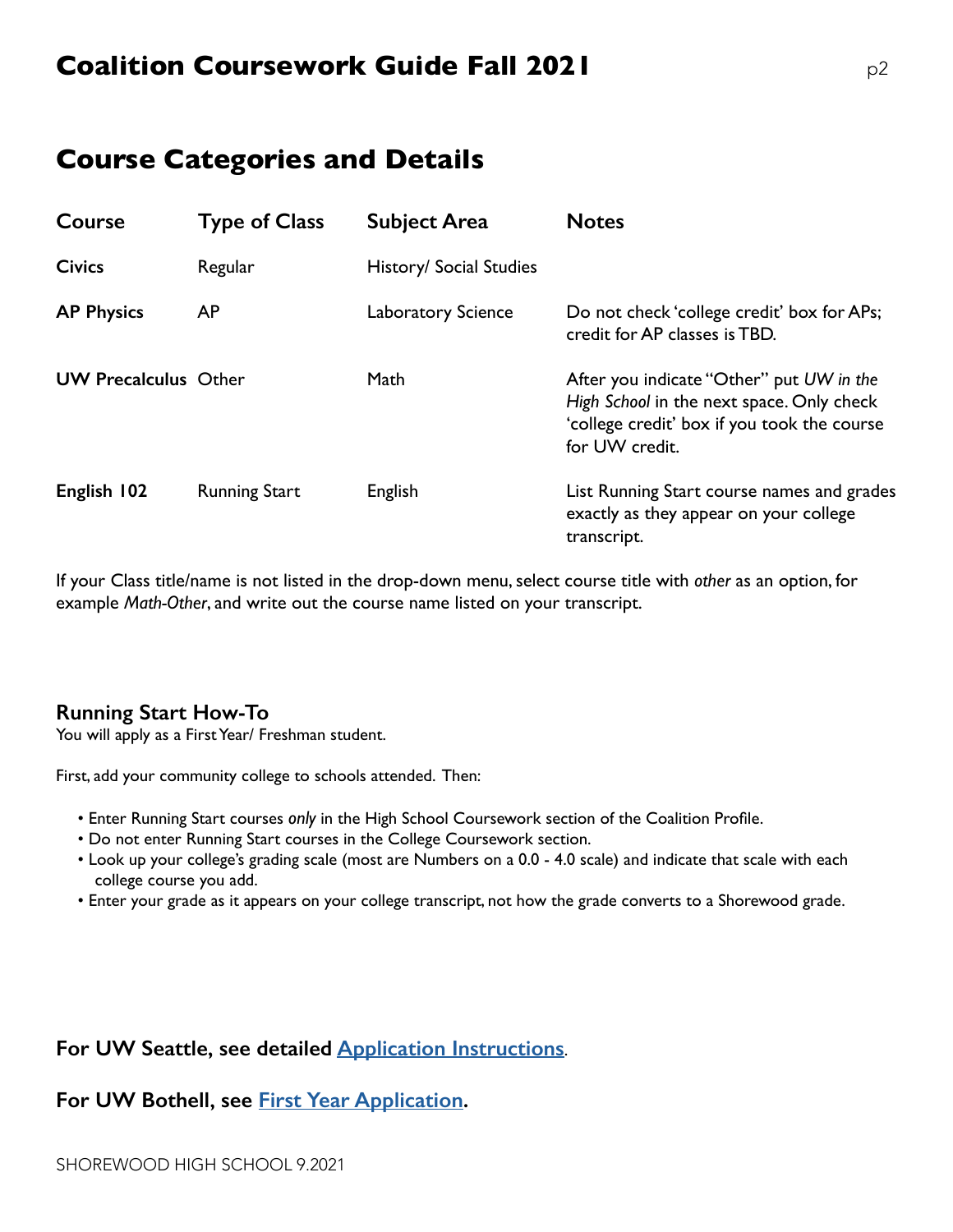# Coalition Coursework Guide Fall 2021

## Course Categories and Details

| Course | Type of Class | Subject Area | Notes |
|---|---|---|---|
| **Civics** | Regular | History/ Social Studies | |
| **AP Physics** | AP | Laboratory Science | Do not check 'college credit' box for APs; credit for AP classes is TBD. |
| **UW Precalculus** | Other | Math | After you indicate "Other" put *UW in the High School* in the next space. Only check 'college credit' box if you took the course for UW credit. |
| **English 102** | Running Start | English | List Running Start course names and grades exactly as they appear on your college transcript. |

If your Class title/name is not listed in the drop-down menu, select course title with *other* as an option, for example *Math-Other*, and write out the course name listed on your transcript.

### Running Start How-To

You will apply as a First Year/ Freshman student.

First, add your community college to schools attended. Then:

- Enter Running Start courses *only* in the High School Coursework section of the Coalition Profile.
- Do not enter Running Start courses in the College Coursework section.
- Look up your college's grading scale (most are Numbers on a 0.0 - 4.0 scale) and indicate that scale with each college course you add.
- Enter your grade as it appears on your college transcript, not how the grade converts to a Shorewood grade.

**For UW Seattle, see detailed Application Instructions.**

**For UW Bothell, see First Year Application.**

SHOREWOOD HIGH SCHOOL 9.2021